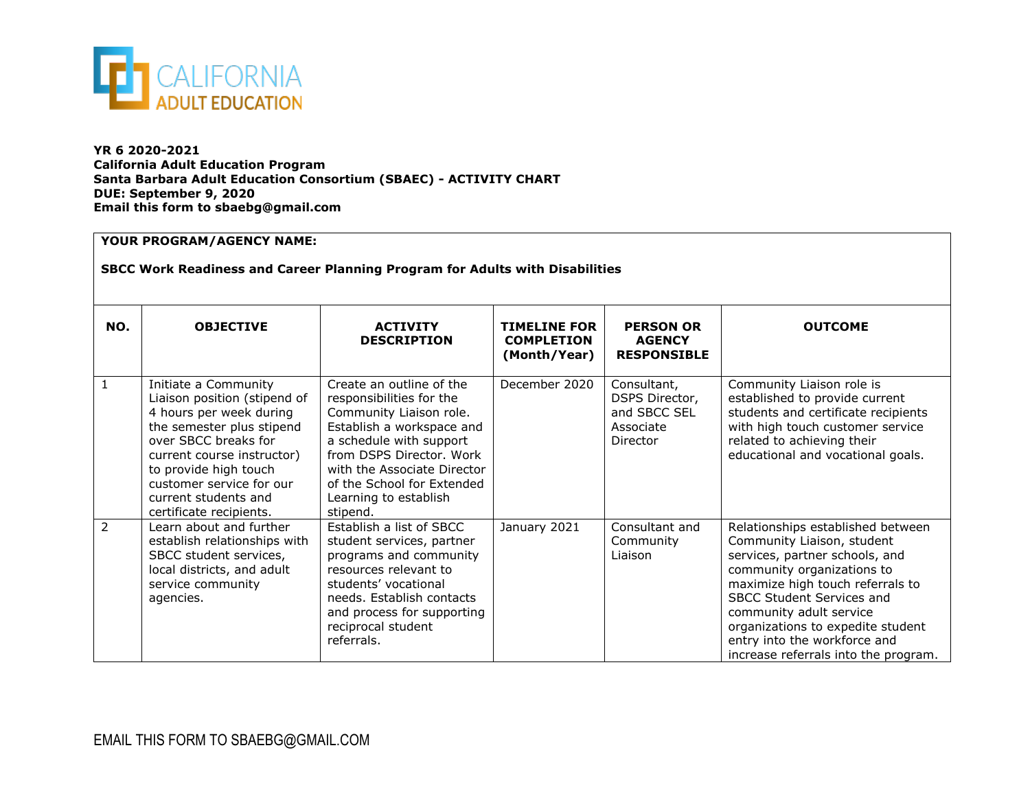**YR 6 2020-2021**
**California Adult Education Program**
**Santa Barbara Adult Education Consortium (SBAEC) - ACTIVITY CHART**
**DUE: September 9, 2020**
**Email this form to sbaebg@gmail.com**

**YOUR PROGRAM/AGENCY NAME:**

**SBCC Work Readiness and Career Planning Program for Adults with Disabilities**

| NO. | OBJECTIVE | ACTIVITY DESCRIPTION | TIMELINE FOR COMPLETION (Month/Year) | PERSON OR AGENCY RESPONSIBLE | OUTCOME |
|---|---|---|---|---|---|
| 1 | Initiate a Community Liaison position (stipend of 4 hours per week during the semester plus stipend over SBCC breaks for current course instructor) to provide high touch customer service for our current students and certificate recipients. | Create an outline of the responsibilities for the Community Liaison role. Establish a workspace and a schedule with support from DSPS Director. Work with the Associate Director of the School for Extended Learning to establish stipend. | December 2020 | Consultant, DSPS Director, and SBCC SEL Associate Director | Community Liaison role is established to provide current students and certificate recipients with high touch customer service related to achieving their educational and vocational goals. |
| 2 | Learn about and further establish relationships with SBCC student services, local districts, and adult service community agencies. | Establish a list of SBCC student services, partner programs and community resources relevant to students' vocational needs. Establish contacts and process for supporting reciprocal student referrals. | January 2021 | Consultant and Community Liaison | Relationships established between Community Liaison, student services, partner schools, and community organizations to maximize high touch referrals to SBCC Student Services and community adult service organizations to expedite student entry into the workforce and increase referrals into the program. |

EMAIL THIS FORM TO SBAEBG@GMAIL.COM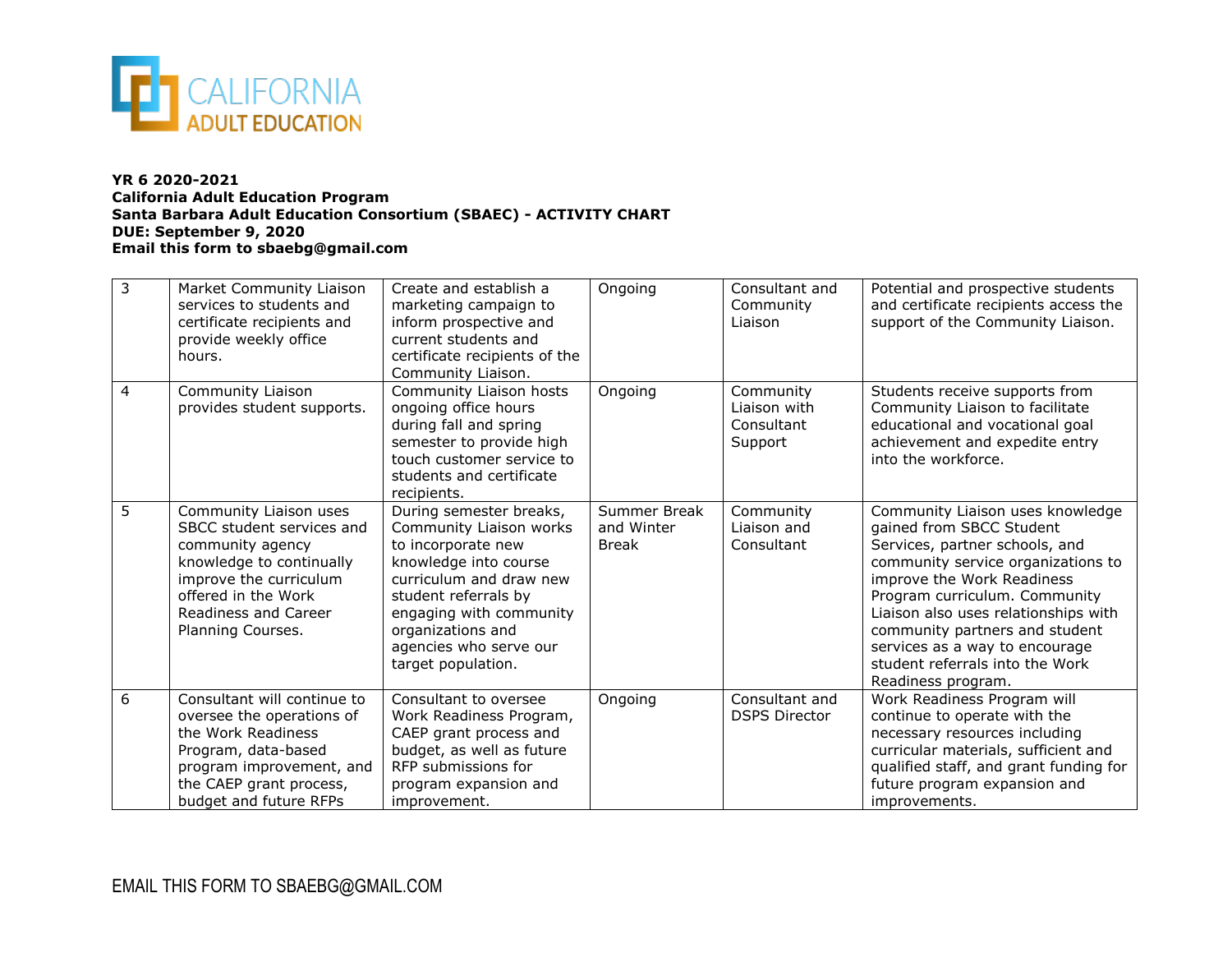**YR 6 2020-2021**
**California Adult Education Program**
**Santa Barbara Adult Education Consortium (SBAEC) - ACTIVITY CHART**
**DUE: September 9, 2020**
**Email this form to sbaebg@gmail.com**

| | | | | | |
|---|---|---|---|---|---|
| 3 | Market Community Liaison services to students and certificate recipients and provide weekly office hours. | Create and establish a marketing campaign to inform prospective and current students and certificate recipients of the Community Liaison. | Ongoing | Consultant and Community Liaison | Potential and prospective students and certificate recipients access the support of the Community Liaison. |
| 4 | Community Liaison provides student supports. | Community Liaison hosts ongoing office hours during fall and spring semester to provide high touch customer service to students and certificate recipients. | Ongoing | Community Liaison with Consultant Support | Students receive supports from Community Liaison to facilitate educational and vocational goal achievement and expedite entry into the workforce. |
| 5 | Community Liaison uses SBCC student services and community agency knowledge to continually improve the curriculum offered in the Work Readiness and Career Planning Courses. | During semester breaks, Community Liaison works to incorporate new knowledge into course curriculum and draw new student referrals by engaging with community organizations and agencies who serve our target population. | Summer Break and Winter Break | Community Liaison and Consultant | Community Liaison uses knowledge gained from SBCC Student Services, partner schools, and community service organizations to improve the Work Readiness Program curriculum. Community Liaison also uses relationships with community partners and student services as a way to encourage student referrals into the Work Readiness program. |
| 6 | Consultant will continue to oversee the operations of the Work Readiness Program, data-based program improvement, and the CAEP grant process, budget and future RFPs | Consultant to oversee Work Readiness Program, CAEP grant process and budget, as well as future RFP submissions for program expansion and improvement. | Ongoing | Consultant and DSPS Director | Work Readiness Program will continue to operate with the necessary resources including curricular materials, sufficient and qualified staff, and grant funding for future program expansion and improvements. |

EMAIL THIS FORM TO SBAEBG@GMAIL.COM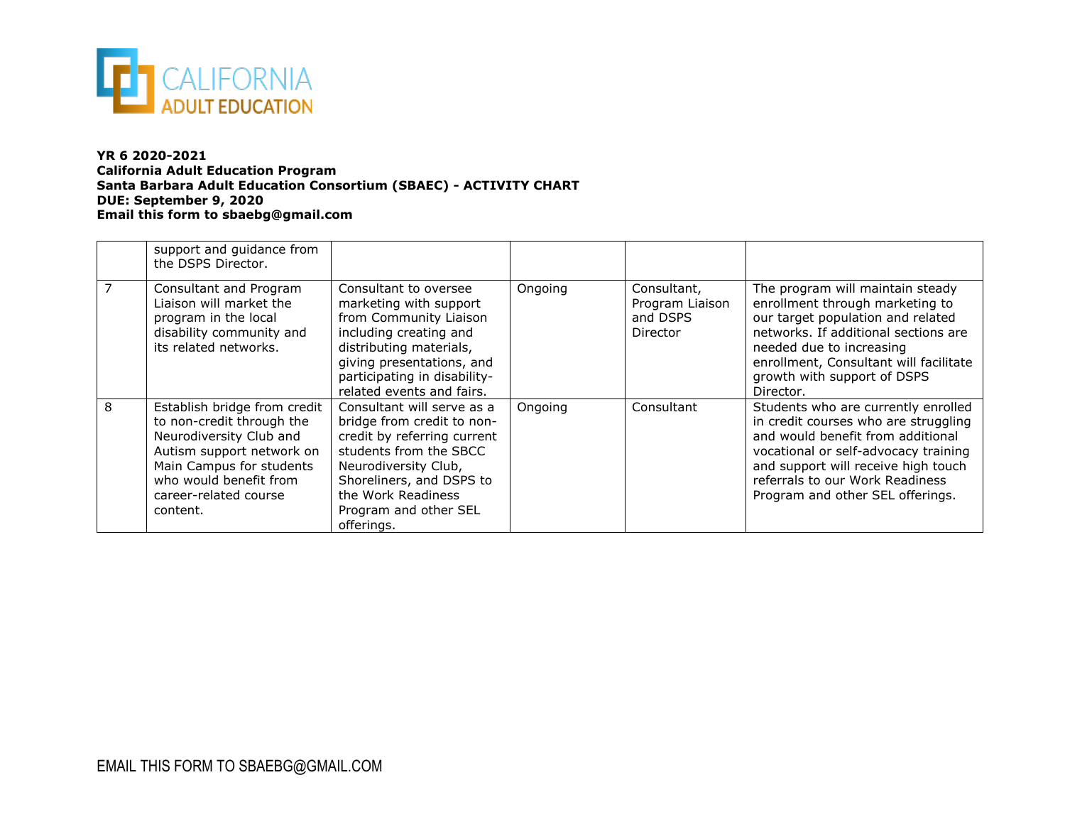**YR 6 2020-2021**
**California Adult Education Program**
**Santa Barbara Adult Education Consortium (SBAEC) - ACTIVITY CHART**
**DUE: September 9, 2020**
**Email this form to sbaebg@gmail.com**

| | | | | | |
|---|---|---|---|---|---|
| | support and guidance from the DSPS Director. | | | | |
| 7 | Consultant and Program Liaison will market the program in the local disability community and its related networks. | Consultant to oversee marketing with support from Community Liaison including creating and distributing materials, giving presentations, and participating in disability-related events and fairs. | Ongoing | Consultant, Program Liaison and DSPS Director | The program will maintain steady enrollment through marketing to our target population and related networks. If additional sections are needed due to increasing enrollment, Consultant will facilitate growth with support of DSPS Director. |
| 8 | Establish bridge from credit to non-credit through the Neurodiversity Club and Autism support network on Main Campus for students who would benefit from career-related course content. | Consultant will serve as a bridge from credit to non-credit by referring current students from the SBCC Neurodiversity Club, Shoreliners, and DSPS to the Work Readiness Program and other SEL offerings. | Ongoing | Consultant | Students who are currently enrolled in credit courses who are struggling and would benefit from additional vocational or self-advocacy training and support will receive high touch referrals to our Work Readiness Program and other SEL offerings. |

EMAIL THIS FORM TO SBAEBG@GMAIL.COM